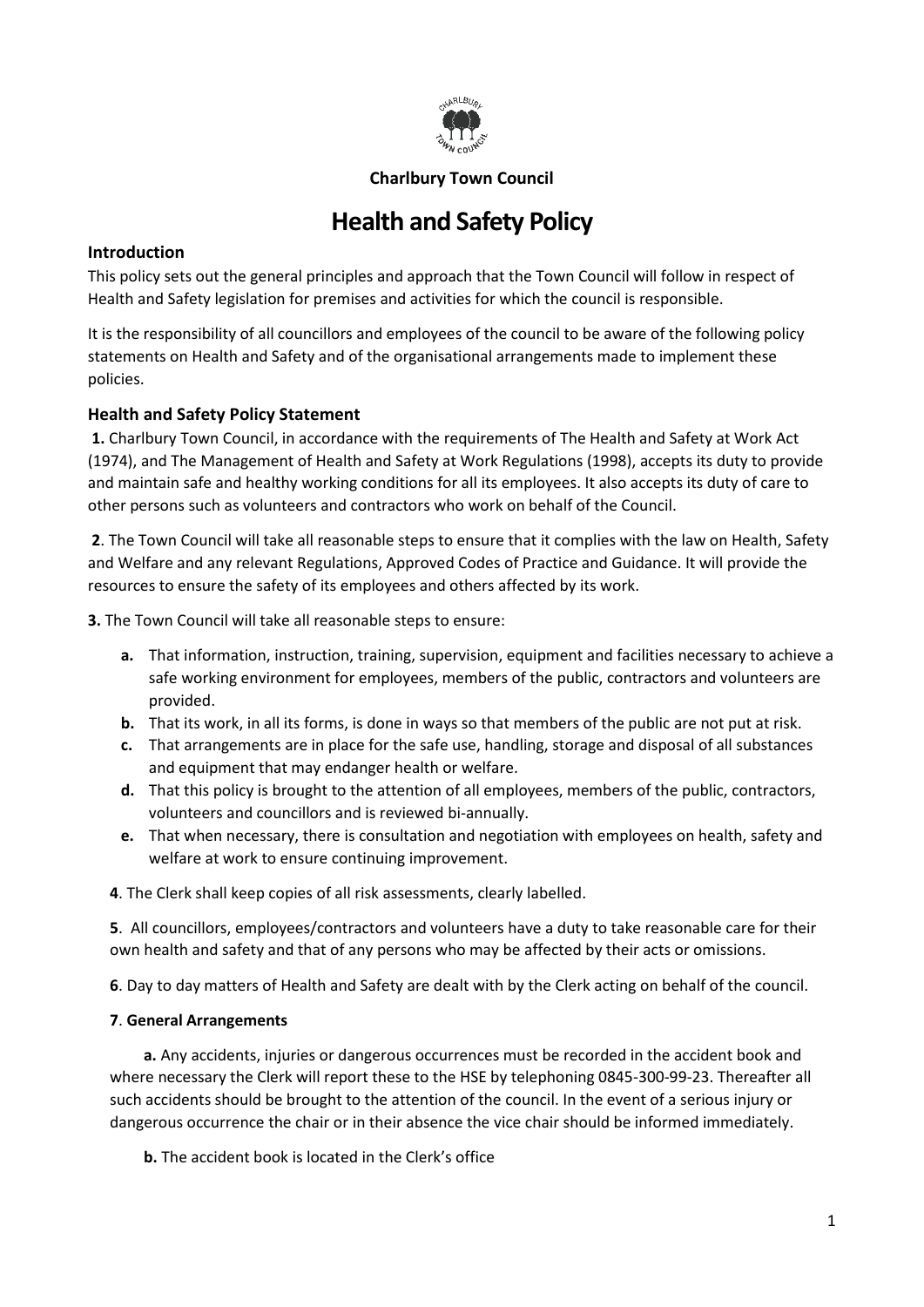**Charlbury Town Council**

# Health and Safety Policy

## Introduction

This policy sets out the general principles and approach that the Town Council will follow in respect of Health and Safety legislation for premises and activities for which the council is responsible.

It is the responsibility of all councillors and employees of the council to be aware of the following policy statements on Health and Safety and of the organisational arrangements made to implement these policies.

## Health and Safety Policy Statement

**1.** Charlbury Town Council, in accordance with the requirements of The Health and Safety at Work Act (1974), and The Management of Health and Safety at Work Regulations (1998), accepts its duty to provide and maintain safe and healthy working conditions for all its employees. It also accepts its duty of care to other persons such as volunteers and contractors who work on behalf of the Council.

**2**. The Town Council will take all reasonable steps to ensure that it complies with the law on Health, Safety and Welfare and any relevant Regulations, Approved Codes of Practice and Guidance. It will provide the resources to ensure the safety of its employees and others affected by its work.

**3.** The Town Council will take all reasonable steps to ensure:

- **a.** That information, instruction, training, supervision, equipment and facilities necessary to achieve a safe working environment for employees, members of the public, contractors and volunteers are provided.
- **b.** That its work, in all its forms, is done in ways so that members of the public are not put at risk.
- **c.** That arrangements are in place for the safe use, handling, storage and disposal of all substances and equipment that may endanger health or welfare.
- **d.** That this policy is brought to the attention of all employees, members of the public, contractors, volunteers and councillors and is reviewed bi-annually.
- **e.** That when necessary, there is consultation and negotiation with employees on health, safety and welfare at work to ensure continuing improvement.

**4**. The Clerk shall keep copies of all risk assessments, clearly labelled.

**5**. All councillors, employees/contractors and volunteers have a duty to take reasonable care for their own health and safety and that of any persons who may be affected by their acts or omissions.

**6**. Day to day matters of Health and Safety are dealt with by the Clerk acting on behalf of the council.

**7**. **General Arrangements**

**a.** Any accidents, injuries or dangerous occurrences must be recorded in the accident book and where necessary the Clerk will report these to the HSE by telephoning 0845-300-99-23. Thereafter all such accidents should be brought to the attention of the council. In the event of a serious injury or dangerous occurrence the chair or in their absence the vice chair should be informed immediately.

**b.** The accident book is located in the Clerk's office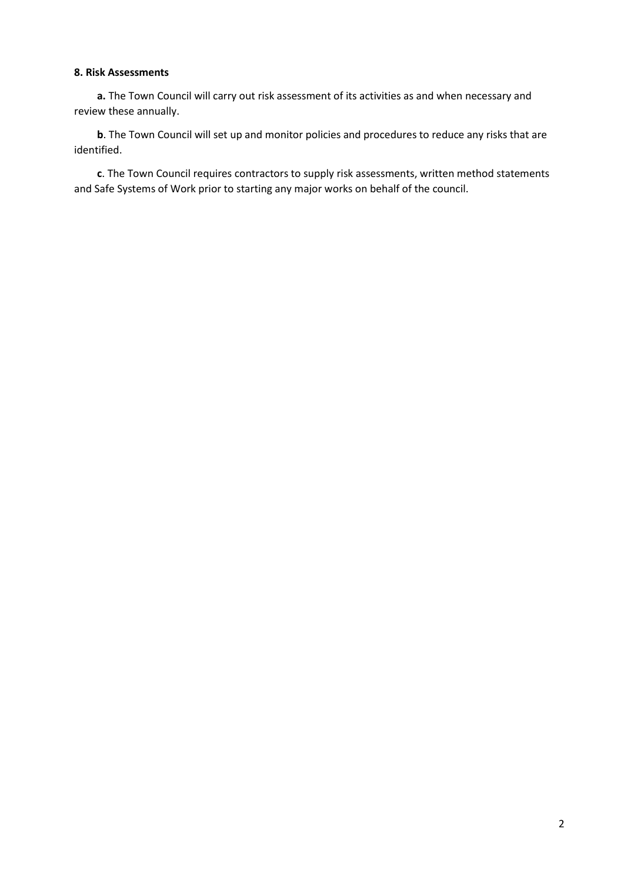**8. Risk Assessments**

**a.** The Town Council will carry out risk assessment of its activities as and when necessary and review these annually.

**b**. The Town Council will set up and monitor policies and procedures to reduce any risks that are identified.

**c**. The Town Council requires contractors to supply risk assessments, written method statements and Safe Systems of Work prior to starting any major works on behalf of the council.